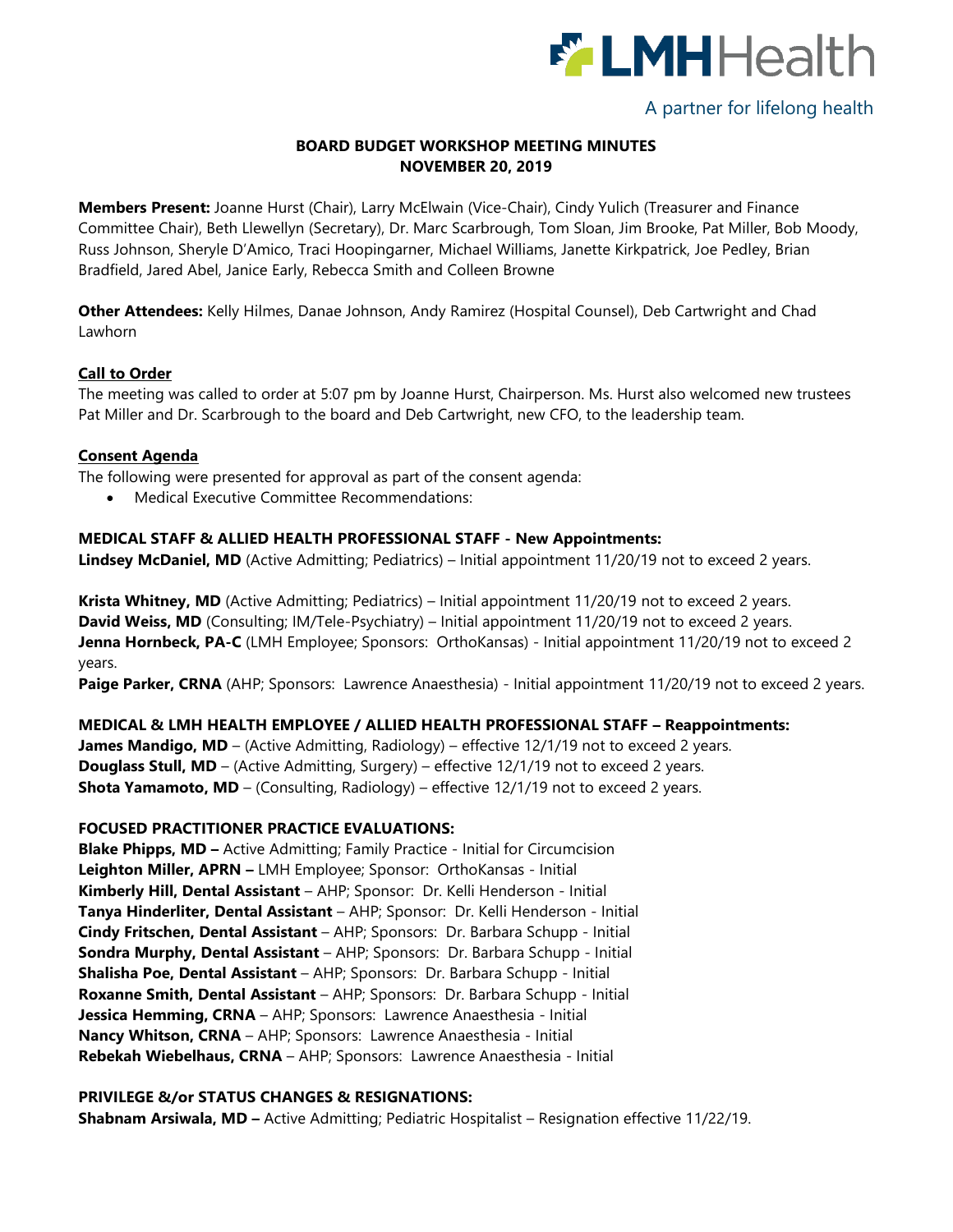LMHHealth

A partner for lifelong health

**BOARD BUDGET WORKSHOP MEETING MINUTES**
**NOVEMBER 20, 2019**

**Members Present:** Joanne Hurst (Chair), Larry McElwain (Vice-Chair), Cindy Yulich (Treasurer and Finance Committee Chair), Beth Llewellyn (Secretary), Dr. Marc Scarbrough, Tom Sloan, Jim Brooke, Pat Miller, Bob Moody, Russ Johnson, Sheryle D'Amico, Traci Hoopingarner, Michael Williams, Janette Kirkpatrick, Joe Pedley, Brian Bradfield, Jared Abel, Janice Early, Rebecca Smith and Colleen Browne

**Other Attendees:** Kelly Hilmes, Danae Johnson, Andy Ramirez (Hospital Counsel), Deb Cartwright and Chad Lawhorn

**Call to Order**

The meeting was called to order at 5:07 pm by Joanne Hurst, Chairperson. Ms. Hurst also welcomed new trustees Pat Miller and Dr. Scarbrough to the board and Deb Cartwright, new CFO, to the leadership team.

**Consent Agenda**

The following were presented for approval as part of the consent agenda:

- Medical Executive Committee Recommendations:

**MEDICAL STAFF & ALLIED HEALTH PROFESSIONAL STAFF - New Appointments:**

**Lindsey McDaniel, MD** (Active Admitting; Pediatrics) – Initial appointment 11/20/19 not to exceed 2 years.

**Krista Whitney, MD** (Active Admitting; Pediatrics) – Initial appointment 11/20/19 not to exceed 2 years.
**David Weiss, MD** (Consulting; IM/Tele-Psychiatry) – Initial appointment 11/20/19 not to exceed 2 years.
**Jenna Hornbeck, PA-C** (LMH Employee; Sponsors: OrthoKansas) - Initial appointment 11/20/19 not to exceed 2 years.
**Paige Parker, CRNA** (AHP; Sponsors: Lawrence Anaesthesia) - Initial appointment 11/20/19 not to exceed 2 years.

**MEDICAL & LMH HEALTH EMPLOYEE / ALLIED HEALTH PROFESSIONAL STAFF – Reappointments:**

**James Mandigo, MD** – (Active Admitting, Radiology) – effective 12/1/19 not to exceed 2 years.
**Douglass Stull, MD** – (Active Admitting, Surgery) – effective 12/1/19 not to exceed 2 years.
**Shota Yamamoto, MD** – (Consulting, Radiology) – effective 12/1/19 not to exceed 2 years.

**FOCUSED PRACTITIONER PRACTICE EVALUATIONS:**

**Blake Phipps, MD –** Active Admitting; Family Practice - Initial for Circumcision
**Leighton Miller, APRN –** LMH Employee; Sponsor: OrthoKansas - Initial
**Kimberly Hill, Dental Assistant** – AHP; Sponsor: Dr. Kelli Henderson - Initial
**Tanya Hinderliter, Dental Assistant** – AHP; Sponsor: Dr. Kelli Henderson - Initial
**Cindy Fritschen, Dental Assistant** – AHP; Sponsors: Dr. Barbara Schupp - Initial
**Sondra Murphy, Dental Assistant** – AHP; Sponsors: Dr. Barbara Schupp - Initial
**Shalisha Poe, Dental Assistant** – AHP; Sponsors: Dr. Barbara Schupp - Initial
**Roxanne Smith, Dental Assistant** – AHP; Sponsors: Dr. Barbara Schupp - Initial
**Jessica Hemming, CRNA** – AHP; Sponsors: Lawrence Anaesthesia - Initial
**Nancy Whitson, CRNA** – AHP; Sponsors: Lawrence Anaesthesia - Initial
**Rebekah Wiebelhaus, CRNA** – AHP; Sponsors: Lawrence Anaesthesia - Initial

**PRIVILEGE &/or STATUS CHANGES & RESIGNATIONS:**

**Shabnam Arsiwala, MD –** Active Admitting; Pediatric Hospitalist – Resignation effective 11/22/19.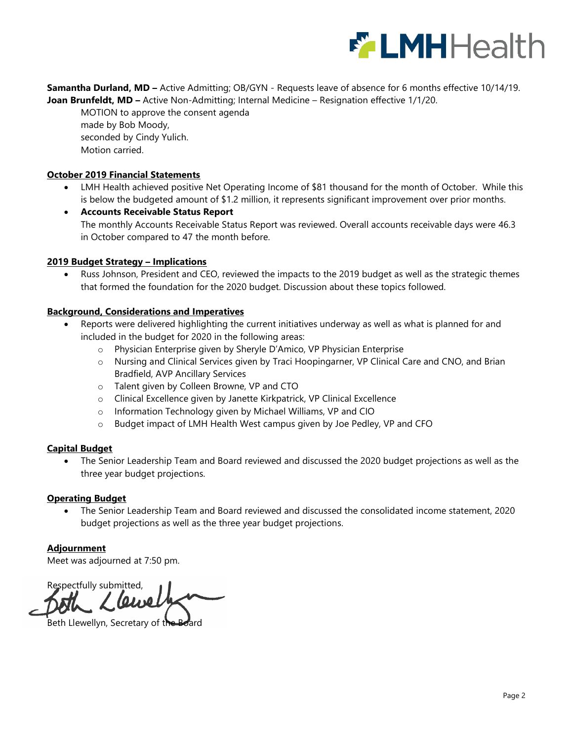**Samantha Durland, MD –** Active Admitting; OB/GYN - Requests leave of absence for 6 months effective 10/14/19.
**Joan Brunfeldt, MD –** Active Non-Admitting; Internal Medicine – Resignation effective 1/1/20.

MOTION to approve the consent agenda
made by Bob Moody,
seconded by Cindy Yulich.
Motion carried.

**October 2019 Financial Statements**

- LMH Health achieved positive Net Operating Income of $81 thousand for the month of October. While this is below the budgeted amount of $1.2 million, it represents significant improvement over prior months.
- **Accounts Receivable Status Report**
  The monthly Accounts Receivable Status Report was reviewed. Overall accounts receivable days were 46.3 in October compared to 47 the month before.

**2019 Budget Strategy – Implications**

- Russ Johnson, President and CEO, reviewed the impacts to the 2019 budget as well as the strategic themes that formed the foundation for the 2020 budget. Discussion about these topics followed.

**Background, Considerations and Imperatives**

- Reports were delivered highlighting the current initiatives underway as well as what is planned for and included in the budget for 2020 in the following areas:
  - Physician Enterprise given by Sheryle D'Amico, VP Physician Enterprise
  - Nursing and Clinical Services given by Traci Hoopingarner, VP Clinical Care and CNO, and Brian Bradfield, AVP Ancillary Services
  - Talent given by Colleen Browne, VP and CTO
  - Clinical Excellence given by Janette Kirkpatrick, VP Clinical Excellence
  - Information Technology given by Michael Williams, VP and CIO
  - Budget impact of LMH Health West campus given by Joe Pedley, VP and CFO

**Capital Budget**

- The Senior Leadership Team and Board reviewed and discussed the 2020 budget projections as well as the three year budget projections.

**Operating Budget**

- The Senior Leadership Team and Board reviewed and discussed the consolidated income statement, 2020 budget projections as well as the three year budget projections.

**Adjournment**

Meet was adjourned at 7:50 pm.

Respectfully submitted,

Beth Llewellyn, Secretary of the Board